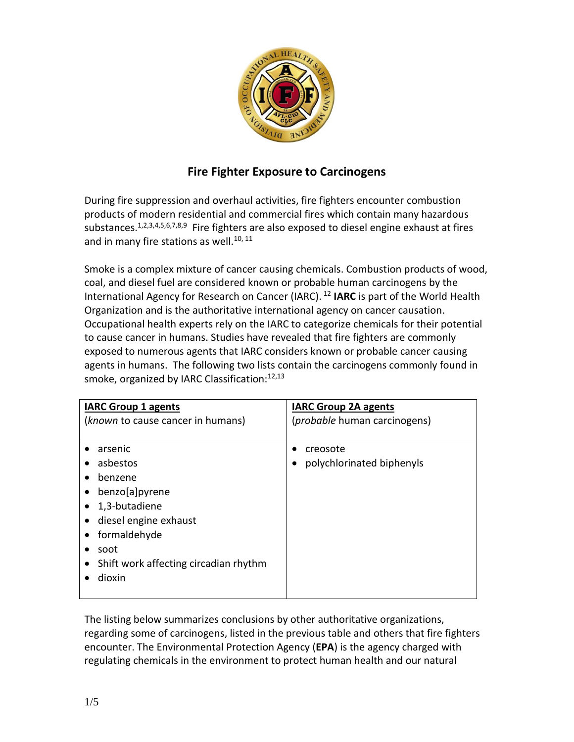# Fire Fighter Exposure to Carcinogens

During fire suppression and overhaul activities, fire fighters encounter combustion products of modern residential and commercial fires which contain many hazardous substances.[1,2,3,4,5,6,7,8,9] Fire fighters are also exposed to diesel engine exhaust at fires and in many fire stations as well.[10, 11]

Smoke is a complex mixture of cancer causing chemicals. Combustion products of wood, coal, and diesel fuel are considered known or probable human carcinogens by the International Agency for Research on Cancer (IARC).[12] **IARC** is part of the World Health Organization and is the authoritative international agency on cancer causation. Occupational health experts rely on the IARC to categorize chemicals for their potential to cause cancer in humans. Studies have revealed that fire fighters are commonly exposed to numerous agents that IARC considers known or probable cancer causing agents in humans. The following two lists contain the carcinogens commonly found in smoke, organized by IARC Classification:[12,13]

| **IARC Group 1 agents**<br>(*known* to cause cancer in humans) | **IARC Group 2A agents**<br>(*probable* human carcinogens) |
|---|---|
| • arsenic<br>• asbestos<br>• benzene<br>• benzo[a]pyrene<br>• 1,3-butadiene<br>• diesel engine exhaust<br>• formaldehyde<br>• soot<br>• Shift work affecting circadian rhythm<br>• dioxin | • creosote<br>• polychlorinated biphenyls |

The listing below summarizes conclusions by other authoritative organizations, regarding some of carcinogens, listed in the previous table and others that fire fighters encounter. The Environmental Protection Agency (**EPA**) is the agency charged with regulating chemicals in the environment to protect human health and our natural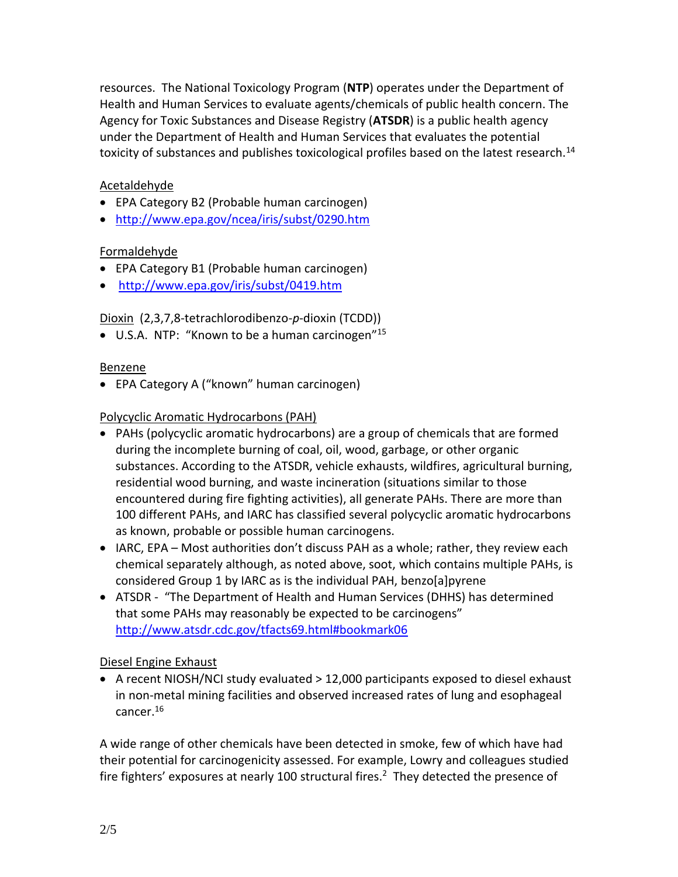resources. The National Toxicology Program (**NTP**) operates under the Department of Health and Human Services to evaluate agents/chemicals of public health concern. The Agency for Toxic Substances and Disease Registry (**ATSDR**) is a public health agency under the Department of Health and Human Services that evaluates the potential toxicity of substances and publishes toxicological profiles based on the latest research.[14]

Acetaldehyde

- EPA Category B2 (Probable human carcinogen)
- http://www.epa.gov/ncea/iris/subst/0290.htm

Formaldehyde

- EPA Category B1 (Probable human carcinogen)
- http://www.epa.gov/iris/subst/0419.htm

Dioxin (2,3,7,8-tetrachlorodibenzo-*p*-dioxin (TCDD))

- U.S.A. NTP: "Known to be a human carcinogen"[15]

Benzene

- EPA Category A ("known" human carcinogen)

Polycyclic Aromatic Hydrocarbons (PAH)

- PAHs (polycyclic aromatic hydrocarbons) are a group of chemicals that are formed during the incomplete burning of coal, oil, wood, garbage, or other organic substances. According to the ATSDR, vehicle exhausts, wildfires, agricultural burning, residential wood burning, and waste incineration (situations similar to those encountered during fire fighting activities), all generate PAHs. There are more than 100 different PAHs, and IARC has classified several polycyclic aromatic hydrocarbons as known, probable or possible human carcinogens.
- IARC, EPA – Most authorities don't discuss PAH as a whole; rather, they review each chemical separately although, as noted above, soot, which contains multiple PAHs, is considered Group 1 by IARC as is the individual PAH, benzo[a]pyrene
- ATSDR - "The Department of Health and Human Services (DHHS) has determined that some PAHs may reasonably be expected to be carcinogens" http://www.atsdr.cdc.gov/tfacts69.html#bookmark06

Diesel Engine Exhaust

- A recent NIOSH/NCI study evaluated > 12,000 participants exposed to diesel exhaust in non-metal mining facilities and observed increased rates of lung and esophageal cancer.[16]

A wide range of other chemicals have been detected in smoke, few of which have had their potential for carcinogenicity assessed. For example, Lowry and colleagues studied fire fighters' exposures at nearly 100 structural fires.[2] They detected the presence of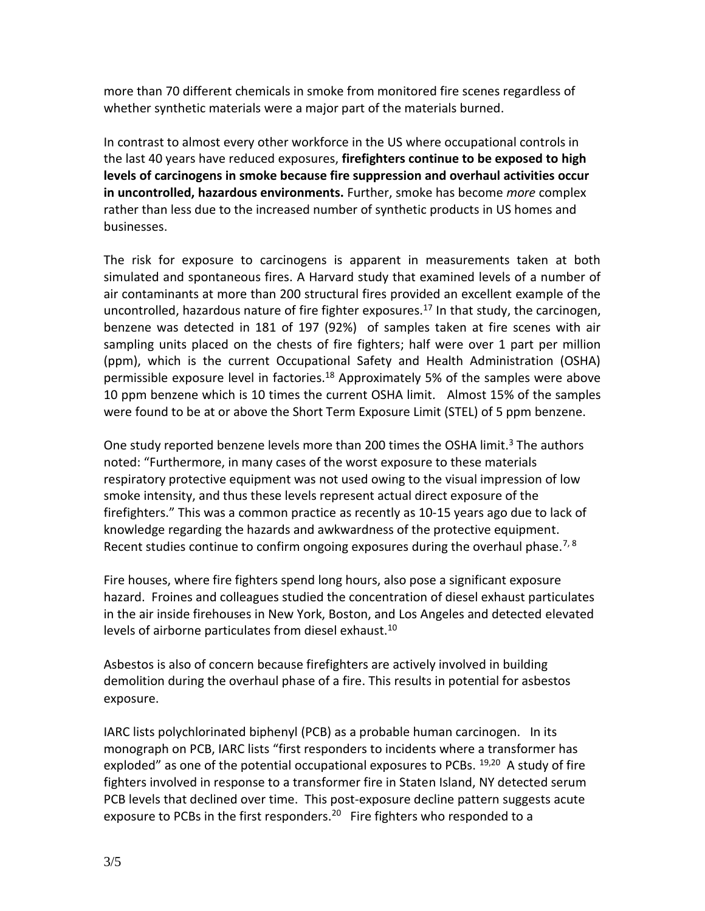more than 70 different chemicals in smoke from monitored fire scenes regardless of whether synthetic materials were a major part of the materials burned.

In contrast to almost every other workforce in the US where occupational controls in the last 40 years have reduced exposures, **firefighters continue to be exposed to high levels of carcinogens in smoke because fire suppression and overhaul activities occur in uncontrolled, hazardous environments.** Further, smoke has become *more* complex rather than less due to the increased number of synthetic products in US homes and businesses.

The risk for exposure to carcinogens is apparent in measurements taken at both simulated and spontaneous fires. A Harvard study that examined levels of a number of air contaminants at more than 200 structural fires provided an excellent example of the uncontrolled, hazardous nature of fire fighter exposures.[17] In that study, the carcinogen, benzene was detected in 181 of 197 (92%) of samples taken at fire scenes with air sampling units placed on the chests of fire fighters; half were over 1 part per million (ppm), which is the current Occupational Safety and Health Administration (OSHA) permissible exposure level in factories.[18] Approximately 5% of the samples were above 10 ppm benzene which is 10 times the current OSHA limit. Almost 15% of the samples were found to be at or above the Short Term Exposure Limit (STEL) of 5 ppm benzene.

One study reported benzene levels more than 200 times the OSHA limit.[3] The authors noted: "Furthermore, in many cases of the worst exposure to these materials respiratory protective equipment was not used owing to the visual impression of low smoke intensity, and thus these levels represent actual direct exposure of the firefighters." This was a common practice as recently as 10-15 years ago due to lack of knowledge regarding the hazards and awkwardness of the protective equipment. Recent studies continue to confirm ongoing exposures during the overhaul phase.[7, 8]

Fire houses, where fire fighters spend long hours, also pose a significant exposure hazard. Froines and colleagues studied the concentration of diesel exhaust particulates in the air inside firehouses in New York, Boston, and Los Angeles and detected elevated levels of airborne particulates from diesel exhaust.[10]

Asbestos is also of concern because firefighters are actively involved in building demolition during the overhaul phase of a fire. This results in potential for asbestos exposure.

IARC lists polychlorinated biphenyl (PCB) as a probable human carcinogen. In its monograph on PCB, IARC lists "first responders to incidents where a transformer has exploded" as one of the potential occupational exposures to PCBs. [19,20] A study of fire fighters involved in response to a transformer fire in Staten Island, NY detected serum PCB levels that declined over time. This post-exposure decline pattern suggests acute exposure to PCBs in the first responders.[20] Fire fighters who responded to a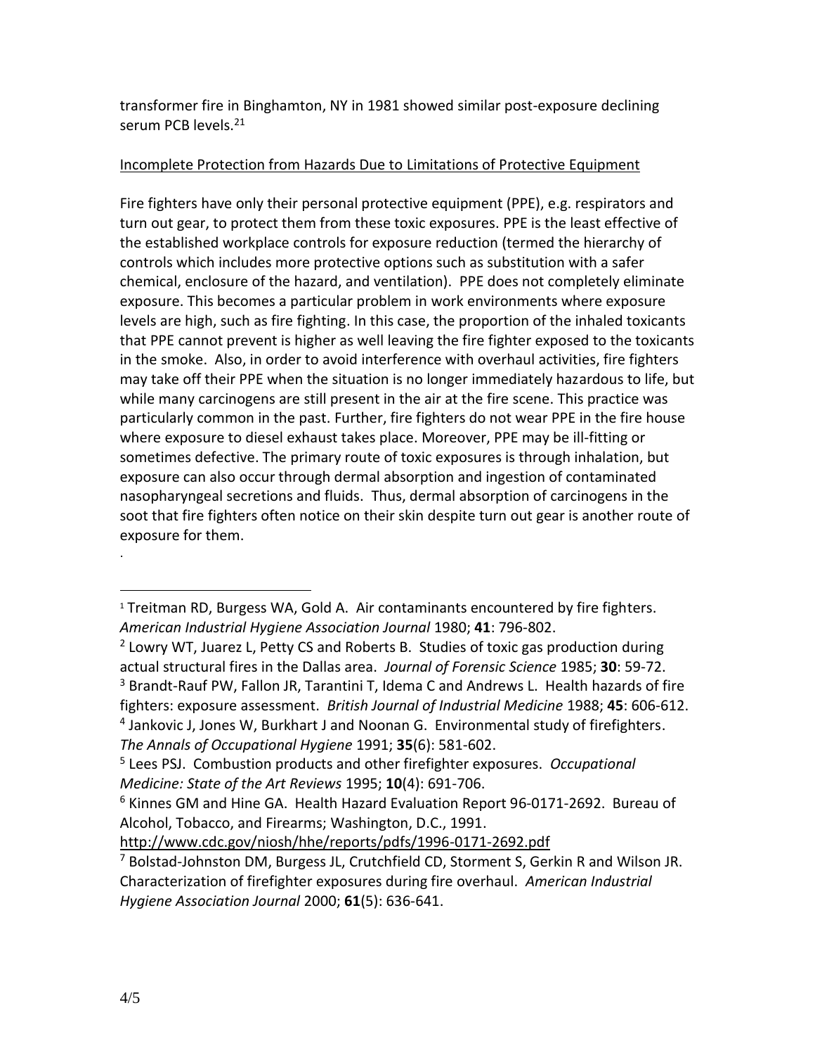transformer fire in Binghamton, NY in 1981 showed similar post-exposure declining serum PCB levels.[21]

Incomplete Protection from Hazards Due to Limitations of Protective Equipment

Fire fighters have only their personal protective equipment (PPE), e.g. respirators and turn out gear, to protect them from these toxic exposures. PPE is the least effective of the established workplace controls for exposure reduction (termed the hierarchy of controls which includes more protective options such as substitution with a safer chemical, enclosure of the hazard, and ventilation). PPE does not completely eliminate exposure. This becomes a particular problem in work environments where exposure levels are high, such as fire fighting. In this case, the proportion of the inhaled toxicants that PPE cannot prevent is higher as well leaving the fire fighter exposed to the toxicants in the smoke. Also, in order to avoid interference with overhaul activities, fire fighters may take off their PPE when the situation is no longer immediately hazardous to life, but while many carcinogens are still present in the air at the fire scene. This practice was particularly common in the past. Further, fire fighters do not wear PPE in the fire house where exposure to diesel exhaust takes place. Moreover, PPE may be ill-fitting or sometimes defective. The primary route of toxic exposures is through inhalation, but exposure can also occur through dermal absorption and ingestion of contaminated nasopharyngeal secretions and fluids. Thus, dermal absorption of carcinogens in the soot that fire fighters often notice on their skin despite turn out gear is another route of exposure for them.

.

---

[1] Treitman RD, Burgess WA, Gold A. Air contaminants encountered by fire fighters. *American Industrial Hygiene Association Journal* 1980; **41**: 796-802.

[2] Lowry WT, Juarez L, Petty CS and Roberts B. Studies of toxic gas production during actual structural fires in the Dallas area. *Journal of Forensic Science* 1985; **30**: 59-72.

[3] Brandt-Rauf PW, Fallon JR, Tarantini T, Idema C and Andrews L. Health hazards of fire fighters: exposure assessment. *British Journal of Industrial Medicine* 1988; **45**: 606-612.

[4] Jankovic J, Jones W, Burkhart J and Noonan G. Environmental study of firefighters. *The Annals of Occupational Hygiene* 1991; **35**(6): 581-602.

[5] Lees PSJ. Combustion products and other firefighter exposures. *Occupational Medicine: State of the Art Reviews* 1995; **10**(4): 691-706.

[6] Kinnes GM and Hine GA. Health Hazard Evaluation Report 96-0171-2692. Bureau of Alcohol, Tobacco, and Firearms; Washington, D.C., 1991. http://www.cdc.gov/niosh/hhe/reports/pdfs/1996-0171-2692.pdf

[7] Bolstad-Johnston DM, Burgess JL, Crutchfield CD, Storment S, Gerkin R and Wilson JR. Characterization of firefighter exposures during fire overhaul. *American Industrial Hygiene Association Journal* 2000; **61**(5): 636-641.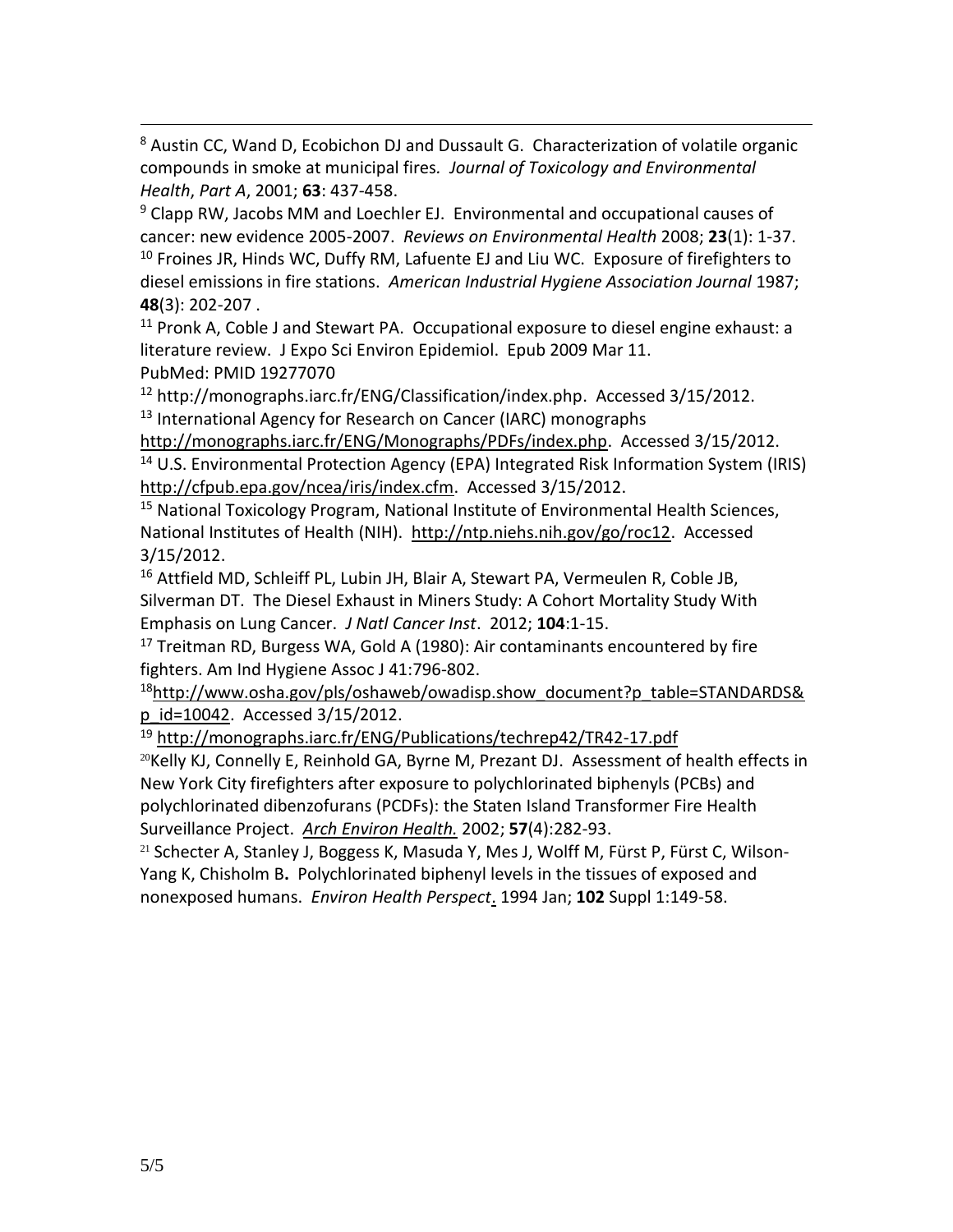[8] Austin CC, Wand D, Ecobichon DJ and Dussault G. Characterization of volatile organic compounds in smoke at municipal fires. *Journal of Toxicology and Environmental Health*, *Part A*, 2001; **63**: 437-458.

[9] Clapp RW, Jacobs MM and Loechler EJ. Environmental and occupational causes of cancer: new evidence 2005-2007. *Reviews on Environmental Health* 2008; **23**(1): 1-37.

[10] Froines JR, Hinds WC, Duffy RM, Lafuente EJ and Liu WC. Exposure of firefighters to diesel emissions in fire stations. *American Industrial Hygiene Association Journal* 1987; **48**(3): 202-207 .

[11] Pronk A, Coble J and Stewart PA. Occupational exposure to diesel engine exhaust: a literature review. J Expo Sci Environ Epidemiol. Epub 2009 Mar 11. PubMed: PMID 19277070

[12] http://monographs.iarc.fr/ENG/Classification/index.php. Accessed 3/15/2012.

[13] International Agency for Research on Cancer (IARC) monographs http://monographs.iarc.fr/ENG/Monographs/PDFs/index.php. Accessed 3/15/2012.

[14] U.S. Environmental Protection Agency (EPA) Integrated Risk Information System (IRIS) http://cfpub.epa.gov/ncea/iris/index.cfm. Accessed 3/15/2012.

[15] National Toxicology Program, National Institute of Environmental Health Sciences, National Institutes of Health (NIH). http://ntp.niehs.nih.gov/go/roc12. Accessed 3/15/2012.

[16] Attfield MD, Schleiff PL, Lubin JH, Blair A, Stewart PA, Vermeulen R, Coble JB, Silverman DT. The Diesel Exhaust in Miners Study: A Cohort Mortality Study With Emphasis on Lung Cancer. *J Natl Cancer Inst*. 2012; **104**:1-15.

[17] Treitman RD, Burgess WA, Gold A (1980): Air contaminants encountered by fire fighters. Am Ind Hygiene Assoc J 41:796-802.

[18] http://www.osha.gov/pls/oshaweb/owadisp.show_document?p_table=STANDARDS&p_id=10042. Accessed 3/15/2012.

[19] http://monographs.iarc.fr/ENG/Publications/techrep42/TR42-17.pdf

[20] Kelly KJ, Connelly E, Reinhold GA, Byrne M, Prezant DJ. Assessment of health effects in New York City firefighters after exposure to polychlorinated biphenyls (PCBs) and polychlorinated dibenzofurans (PCDFs): the Staten Island Transformer Fire Health Surveillance Project. *Arch Environ Health.* 2002; **57**(4):282-93.

[21] Schecter A, Stanley J, Boggess K, Masuda Y, Mes J, Wolff M, Fürst P, Fürst C, Wilson-Yang K, Chisholm B**.** Polychlorinated biphenyl levels in the tissues of exposed and nonexposed humans. *Environ Health Perspect*. 1994 Jan; **102** Suppl 1:149-58.